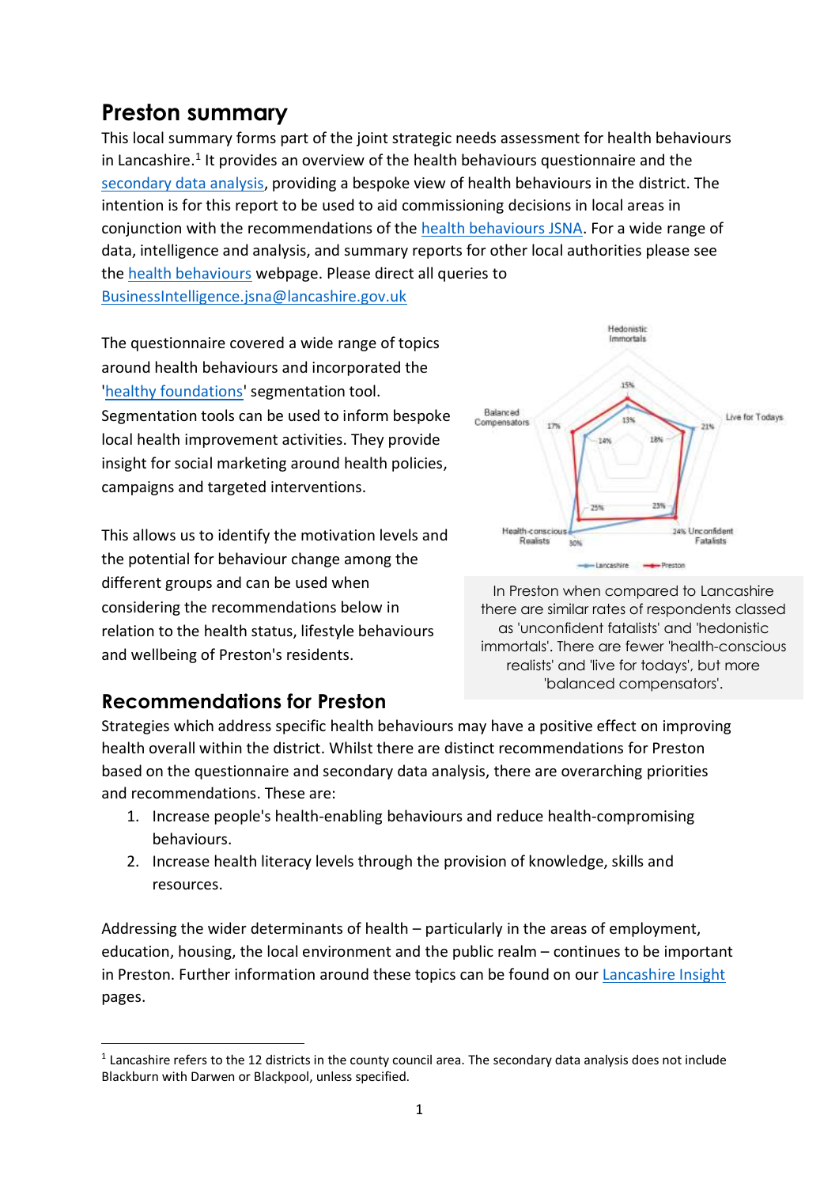# Preston summary

This local summary forms part of the joint strategic needs assessment for health behaviours in Lancashire.[1] It provides an overview of the health behaviours questionnaire and the secondary data analysis, providing a bespoke view of health behaviours in the district. The intention is for this report to be used to aid commissioning decisions in local areas in conjunction with the recommendations of the health behaviours JSNA. For a wide range of data, intelligence and analysis, and summary reports for other local authorities please see the health behaviours webpage. Please direct all queries to BusinessIntelligence.jsna@lancashire.gov.uk

The questionnaire covered a wide range of topics around health behaviours and incorporated the 'healthy foundations' segmentation tool. Segmentation tools can be used to inform bespoke local health improvement activities. They provide insight for social marketing around health policies, campaigns and targeted interventions.

This allows us to identify the motivation levels and the potential for behaviour change among the different groups and can be used when considering the recommendations below in relation to the health status, lifestyle behaviours and wellbeing of Preston's residents.

In Preston when compared to Lancashire there are similar rates of respondents classed as 'unconfident fatalists' and 'hedonistic immortals'. There are fewer 'health-conscious realists' and 'live for todays', but more 'balanced compensators'.

## Recommendations for Preston

Strategies which address specific health behaviours may have a positive effect on improving health overall within the district. Whilst there are distinct recommendations for Preston based on the questionnaire and secondary data analysis, there are overarching priorities and recommendations. These are:

1. Increase people's health-enabling behaviours and reduce health-compromising behaviours.
2. Increase health literacy levels through the provision of knowledge, skills and resources.

Addressing the wider determinants of health – particularly in the areas of employment, education, housing, the local environment and the public realm – continues to be important in Preston. Further information around these topics can be found on our Lancashire Insight pages.

[1] Lancashire refers to the 12 districts in the county council area. The secondary data analysis does not include Blackburn with Darwen or Blackpool, unless specified.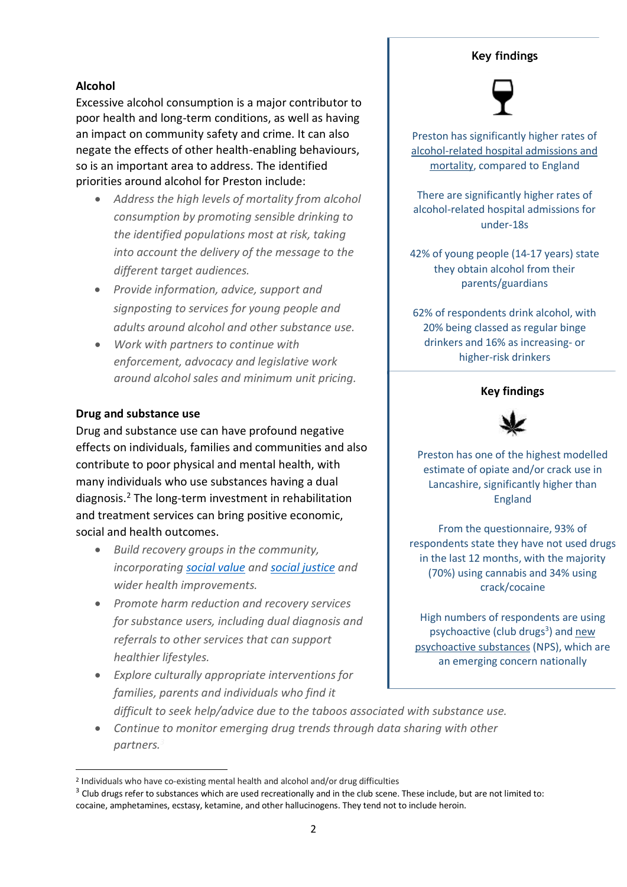### Alcohol

Excessive alcohol consumption is a major contributor to poor health and long-term conditions, as well as having an impact on community safety and crime. It can also negate the effects of other health-enabling behaviours, so is an important area to address. The identified priorities around alcohol for Preston include:

- *Address the high levels of mortality from alcohol consumption by promoting sensible drinking to the identified populations most at risk, taking into account the delivery of the message to the different target audiences.*
- *Provide information, advice, support and signposting to services for young people and adults around alcohol and other substance use.*
- *Work with partners to continue with enforcement, advocacy and legislative work around alcohol sales and minimum unit pricing.*

#### Key findings

Preston has significantly higher rates of alcohol-related hospital admissions and mortality, compared to England

There are significantly higher rates of alcohol-related hospital admissions for under-18s

42% of young people (14-17 years) state they obtain alcohol from their parents/guardians

62% of respondents drink alcohol, with 20% being classed as regular binge drinkers and 16% as increasing- or higher-risk drinkers

### Drug and substance use

Drug and substance use can have profound negative effects on individuals, families and communities and also contribute to poor physical and mental health, with many individuals who use substances having a dual diagnosis.[2] The long-term investment in rehabilitation and treatment services can bring positive economic, social and health outcomes.

- *Build recovery groups in the community, incorporating social value and social justice and wider health improvements.*
- *Promote harm reduction and recovery services for substance users, including dual diagnosis and referrals to other services that can support healthier lifestyles.*
- *Explore culturally appropriate interventions for families, parents and individuals who find it difficult to seek help/advice due to the taboos associated with substance use.*
- *Continue to monitor emerging drug trends through data sharing with other partners.*

#### Key findings

Preston has one of the highest modelled estimate of opiate and/or crack use in Lancashire, significantly higher than England

From the questionnaire, 93% of respondents state they have not used drugs in the last 12 months, with the majority (70%) using cannabis and 34% using crack/cocaine

High numbers of respondents are using psychoactive (club drugs[3]) and new psychoactive substances (NPS), which are an emerging concern nationally

---

[2] Individuals who have co-existing mental health and alcohol and/or drug difficulties

[3] Club drugs refer to substances which are used recreationally and in the club scene. These include, but are not limited to: cocaine, amphetamines, ecstasy, ketamine, and other hallucinogens. They tend not to include heroin.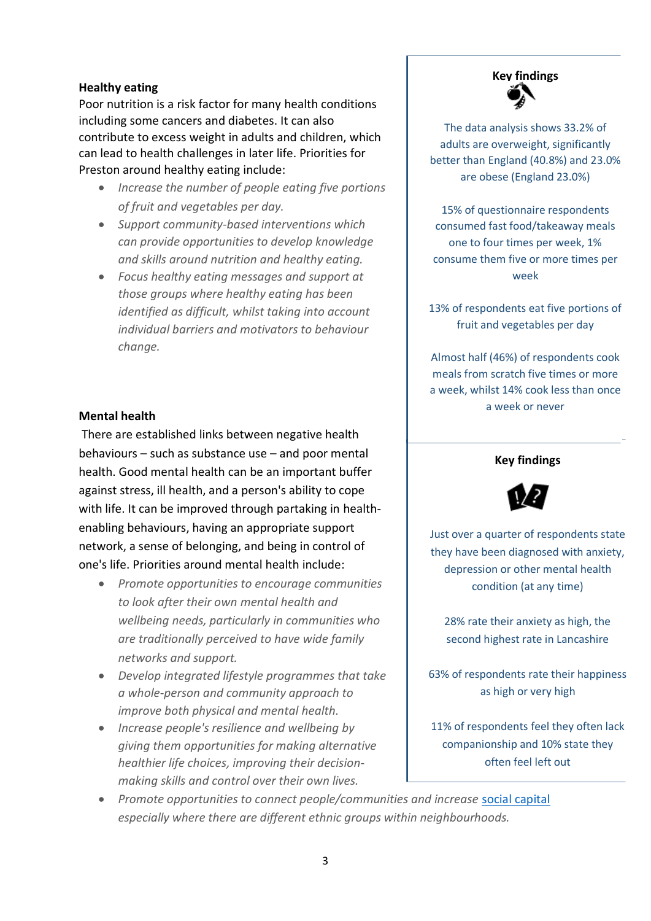## Healthy eating

Poor nutrition is a risk factor for many health conditions including some cancers and diabetes. It can also contribute to excess weight in adults and children, which can lead to health challenges in later life. Priorities for Preston around healthy eating include:

- *Increase the number of people eating five portions of fruit and vegetables per day.*
- *Support community-based interventions which can provide opportunities to develop knowledge and skills around nutrition and healthy eating.*
- *Focus healthy eating messages and support at those groups where healthy eating has been identified as difficult, whilst taking into account individual barriers and motivators to behaviour change.*

### Key findings

The data analysis shows 33.2% of adults are overweight, significantly better than England (40.8%) and 23.0% are obese (England 23.0%)

15% of questionnaire respondents consumed fast food/takeaway meals one to four times per week, 1% consume them five or more times per week

13% of respondents eat five portions of fruit and vegetables per day

Almost half (46%) of respondents cook meals from scratch five times or more a week, whilst 14% cook less than once a week or never

## Mental health

There are established links between negative health behaviours – such as substance use – and poor mental health. Good mental health can be an important buffer against stress, ill health, and a person's ability to cope with life. It can be improved through partaking in health-enabling behaviours, having an appropriate support network, a sense of belonging, and being in control of one's life. Priorities around mental health include:

- *Promote opportunities to encourage communities to look after their own mental health and wellbeing needs, particularly in communities who are traditionally perceived to have wide family networks and support.*
- *Develop integrated lifestyle programmes that take a whole-person and community approach to improve both physical and mental health.*
- *Increase people's resilience and wellbeing by giving them opportunities for making alternative healthier life choices, improving their decision-making skills and control over their own lives.*
- *Promote opportunities to connect people/communities and increase* social capital *especially where there are different ethnic groups within neighbourhoods.*

### Key findings

Just over a quarter of respondents state they have been diagnosed with anxiety, depression or other mental health condition (at any time)

28% rate their anxiety as high, the second highest rate in Lancashire

63% of respondents rate their happiness as high or very high

11% of respondents feel they often lack companionship and 10% state they often feel left out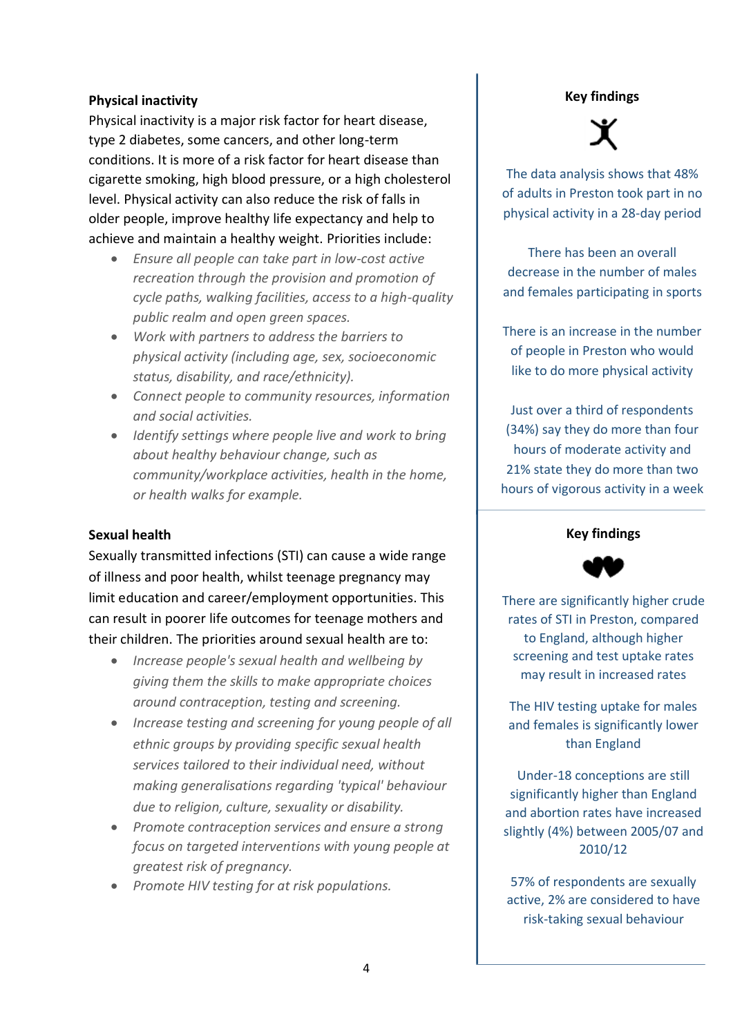**Physical inactivity**

Physical inactivity is a major risk factor for heart disease, type 2 diabetes, some cancers, and other long-term conditions. It is more of a risk factor for heart disease than cigarette smoking, high blood pressure, or a high cholesterol level. Physical activity can also reduce the risk of falls in older people, improve healthy life expectancy and help to achieve and maintain a healthy weight. Priorities include:

- *Ensure all people can take part in low-cost active recreation through the provision and promotion of cycle paths, walking facilities, access to a high-quality public realm and open green spaces.*
- *Work with partners to address the barriers to physical activity (including age, sex, socioeconomic status, disability, and race/ethnicity).*
- *Connect people to community resources, information and social activities.*
- *Identify settings where people live and work to bring about healthy behaviour change, such as community/workplace activities, health in the home, or health walks for example.*

**Key findings**

The data analysis shows that 48% of adults in Preston took part in no physical activity in a 28-day period

There has been an overall decrease in the number of males and females participating in sports

There is an increase in the number of people in Preston who would like to do more physical activity

Just over a third of respondents (34%) say they do more than four hours of moderate activity and 21% state they do more than two hours of vigorous activity in a week

**Sexual health**

Sexually transmitted infections (STI) can cause a wide range of illness and poor health, whilst teenage pregnancy may limit education and career/employment opportunities. This can result in poorer life outcomes for teenage mothers and their children. The priorities around sexual health are to:

- *Increase people's sexual health and wellbeing by giving them the skills to make appropriate choices around contraception, testing and screening.*
- *Increase testing and screening for young people of all ethnic groups by providing specific sexual health services tailored to their individual need, without making generalisations regarding 'typical' behaviour due to religion, culture, sexuality or disability.*
- *Promote contraception services and ensure a strong focus on targeted interventions with young people at greatest risk of pregnancy.*
- *Promote HIV testing for at risk populations.*

**Key findings**

There are significantly higher crude rates of STI in Preston, compared to England, although higher screening and test uptake rates may result in increased rates

The HIV testing uptake for males and females is significantly lower than England

Under-18 conceptions are still significantly higher than England and abortion rates have increased slightly (4%) between 2005/07 and 2010/12

57% of respondents are sexually active, 2% are considered to have risk-taking sexual behaviour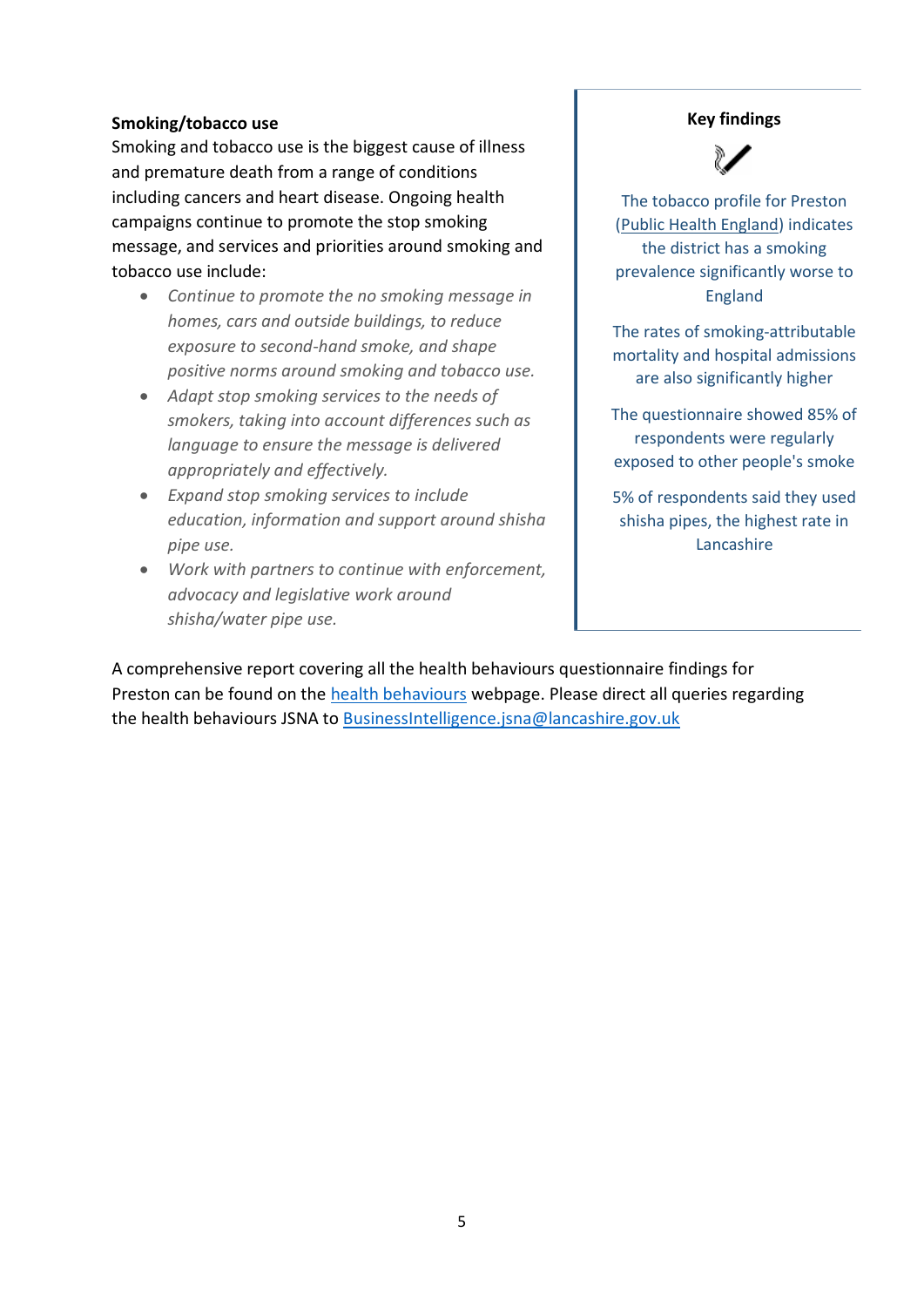### Smoking/tobacco use

Smoking and tobacco use is the biggest cause of illness and premature death from a range of conditions including cancers and heart disease. Ongoing health campaigns continue to promote the stop smoking message, and services and priorities around smoking and tobacco use include:

- *Continue to promote the no smoking message in homes, cars and outside buildings, to reduce exposure to second-hand smoke, and shape positive norms around smoking and tobacco use.*
- *Adapt stop smoking services to the needs of smokers, taking into account differences such as language to ensure the message is delivered appropriately and effectively.*
- *Expand stop smoking services to include education, information and support around shisha pipe use.*
- *Work with partners to continue with enforcement, advocacy and legislative work around shisha/water pipe use.*

**Key findings**

The tobacco profile for Preston (Public Health England) indicates the district has a smoking prevalence significantly worse to England

The rates of smoking-attributable mortality and hospital admissions are also significantly higher

The questionnaire showed 85% of respondents were regularly exposed to other people's smoke

5% of respondents said they used shisha pipes, the highest rate in Lancashire

A comprehensive report covering all the health behaviours questionnaire findings for Preston can be found on the health behaviours webpage. Please direct all queries regarding the health behaviours JSNA to BusinessIntelligence.jsna@lancashire.gov.uk